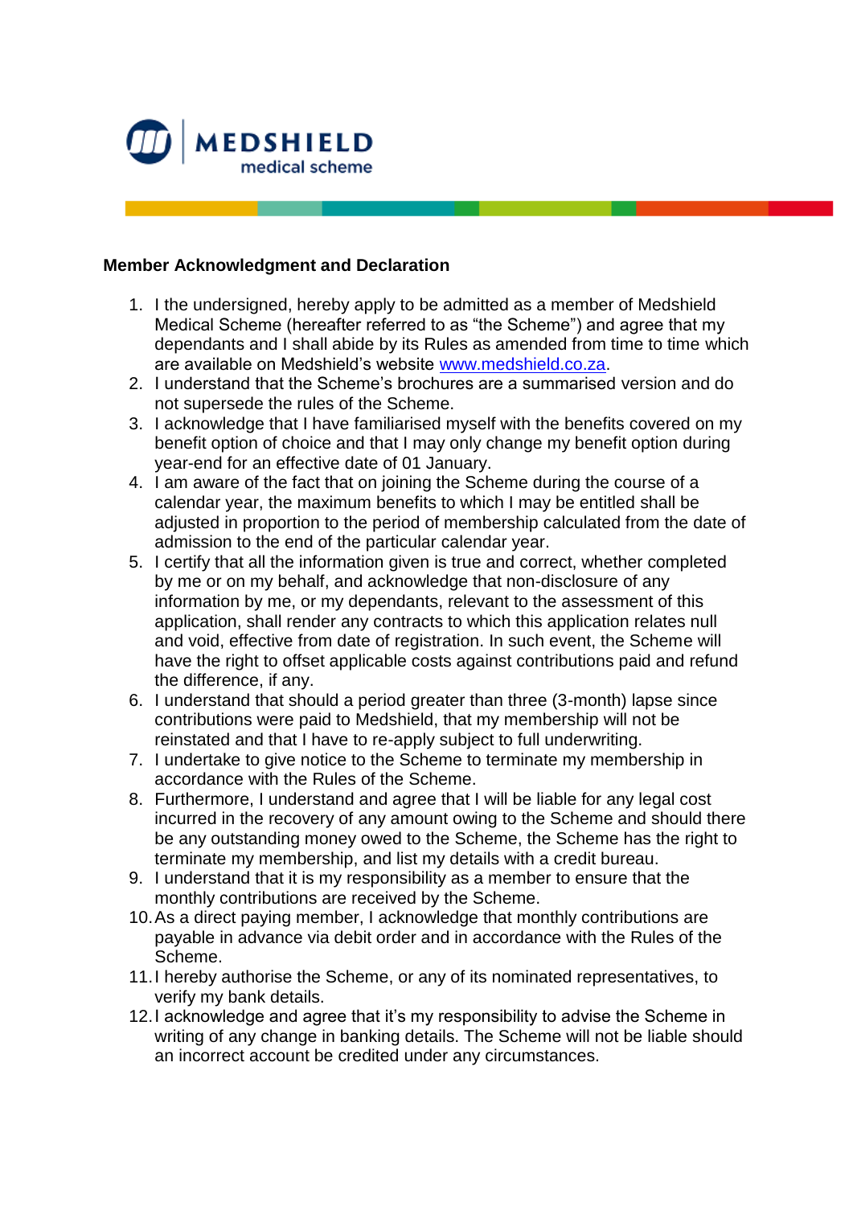MEDSHIELD
medical scheme

**Member Acknowledgment and Declaration**

1. I the undersigned, hereby apply to be admitted as a member of Medshield Medical Scheme (hereafter referred to as "the Scheme") and agree that my dependants and I shall abide by its Rules as amended from time to time which are available on Medshield's website www.medshield.co.za.
2. I understand that the Scheme's brochures are a summarised version and do not supersede the rules of the Scheme.
3. I acknowledge that I have familiarised myself with the benefits covered on my benefit option of choice and that I may only change my benefit option during year-end for an effective date of 01 January.
4. I am aware of the fact that on joining the Scheme during the course of a calendar year, the maximum benefits to which I may be entitled shall be adjusted in proportion to the period of membership calculated from the date of admission to the end of the particular calendar year.
5. I certify that all the information given is true and correct, whether completed by me or on my behalf, and acknowledge that non-disclosure of any information by me, or my dependants, relevant to the assessment of this application, shall render any contracts to which this application relates null and void, effective from date of registration. In such event, the Scheme will have the right to offset applicable costs against contributions paid and refund the difference, if any.
6. I understand that should a period greater than three (3-month) lapse since contributions were paid to Medshield, that my membership will not be reinstated and that I have to re-apply subject to full underwriting.
7. I undertake to give notice to the Scheme to terminate my membership in accordance with the Rules of the Scheme.
8. Furthermore, I understand and agree that I will be liable for any legal cost incurred in the recovery of any amount owing to the Scheme and should there be any outstanding money owed to the Scheme, the Scheme has the right to terminate my membership, and list my details with a credit bureau.
9. I understand that it is my responsibility as a member to ensure that the monthly contributions are received by the Scheme.
10. As a direct paying member, I acknowledge that monthly contributions are payable in advance via debit order and in accordance with the Rules of the Scheme.
11. I hereby authorise the Scheme, or any of its nominated representatives, to verify my bank details.
12. I acknowledge and agree that it's my responsibility to advise the Scheme in writing of any change in banking details. The Scheme will not be liable should an incorrect account be credited under any circumstances.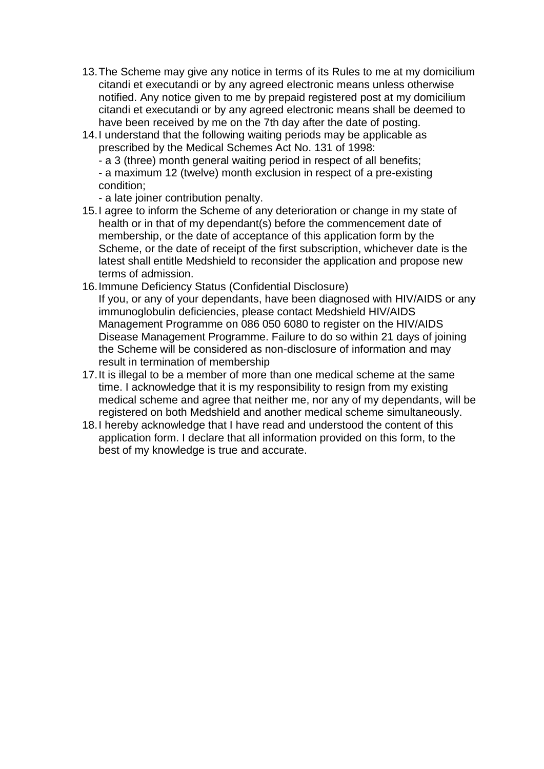13. The Scheme may give any notice in terms of its Rules to me at my domicilium citandi et executandi or by any agreed electronic means unless otherwise notified. Any notice given to me by prepaid registered post at my domicilium citandi et executandi or by any agreed electronic means shall be deemed to have been received by me on the 7th day after the date of posting.
14. I understand that the following waiting periods may be applicable as prescribed by the Medical Schemes Act No. 131 of 1998:
    - a 3 (three) month general waiting period in respect of all benefits;
    - a maximum 12 (twelve) month exclusion in respect of a pre-existing condition;
    - a late joiner contribution penalty.
15. I agree to inform the Scheme of any deterioration or change in my state of health or in that of my dependant(s) before the commencement date of membership, or the date of acceptance of this application form by the Scheme, or the date of receipt of the first subscription, whichever date is the latest shall entitle Medshield to reconsider the application and propose new terms of admission.
16. Immune Deficiency Status (Confidential Disclosure)
    If you, or any of your dependants, have been diagnosed with HIV/AIDS or any immunoglobulin deficiencies, please contact Medshield HIV/AIDS Management Programme on 086 050 6080 to register on the HIV/AIDS Disease Management Programme. Failure to do so within 21 days of joining the Scheme will be considered as non-disclosure of information and may result in termination of membership
17. It is illegal to be a member of more than one medical scheme at the same time. I acknowledge that it is my responsibility to resign from my existing medical scheme and agree that neither me, nor any of my dependants, will be registered on both Medshield and another medical scheme simultaneously.
18. I hereby acknowledge that I have read and understood the content of this application form. I declare that all information provided on this form, to the best of my knowledge is true and accurate.